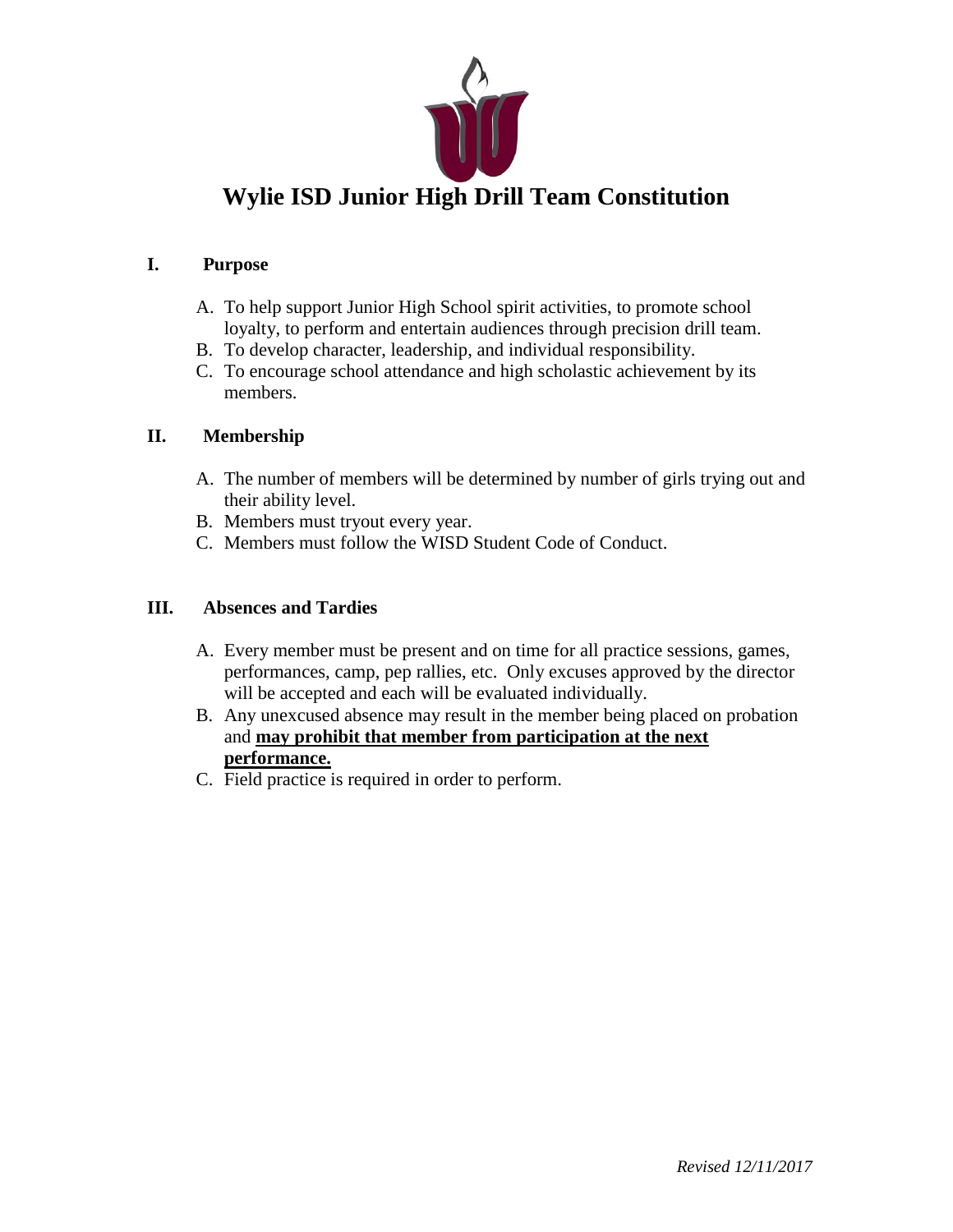# Wylie ISD Junior High Drill Team Constitution

## I. Purpose

A. To help support Junior High School spirit activities, to promote school loyalty, to perform and entertain audiences through precision drill team.
B. To develop character, leadership, and individual responsibility.
C. To encourage school attendance and high scholastic achievement by its members.

## II. Membership

A. The number of members will be determined by number of girls trying out and their ability level.
B. Members must tryout every year.
C. Members must follow the WISD Student Code of Conduct.

## III. Absences and Tardies

A. Every member must be present and on time for all practice sessions, games, performances, camp, pep rallies, etc. Only excuses approved by the director will be accepted and each will be evaluated individually.
B. Any unexcused absence may result in the member being placed on probation and **may prohibit that member from participation at the next performance.**
C. Field practice is required in order to perform.

*Revised 12/11/2017*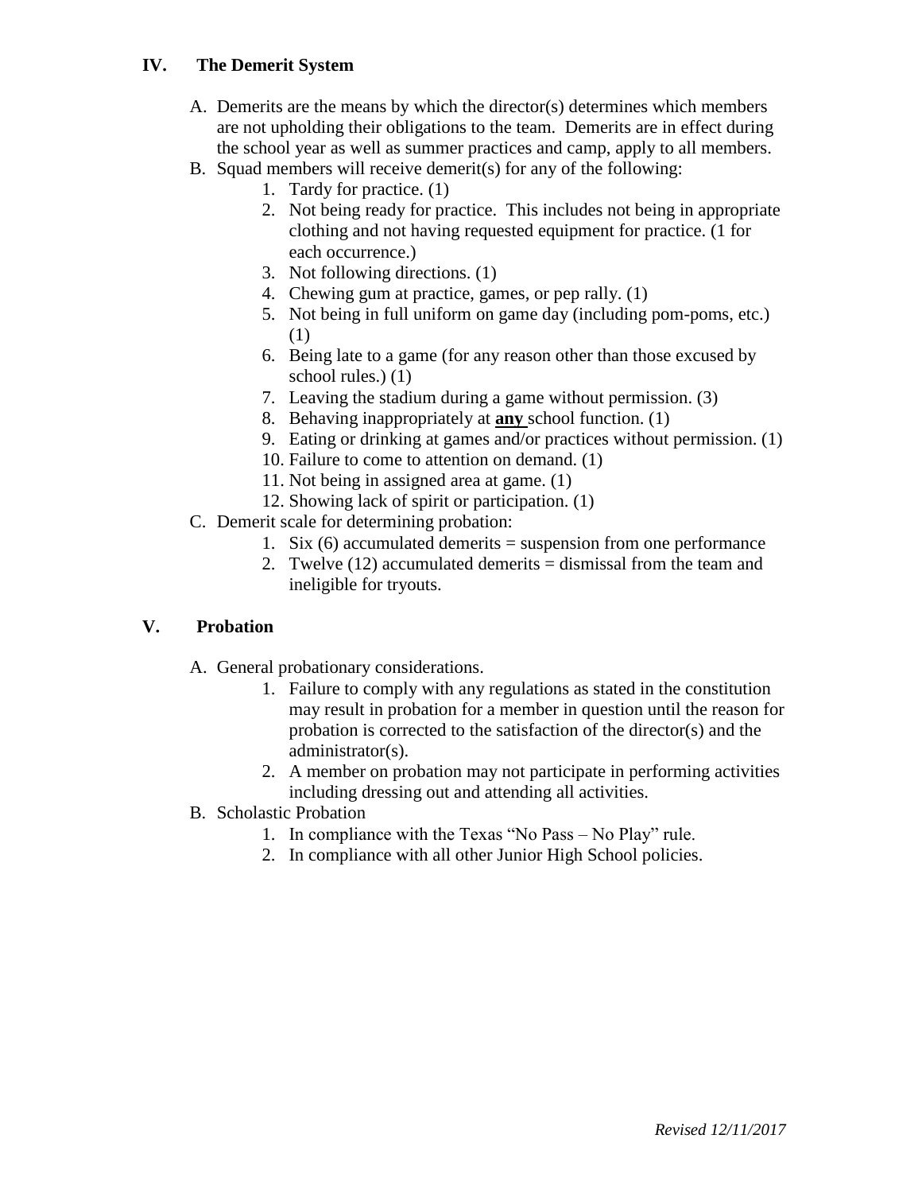## IV. The Demerit System

A. Demerits are the means by which the director(s) determines which members are not upholding their obligations to the team. Demerits are in effect during the school year as well as summer practices and camp, apply to all members.

B. Squad members will receive demerit(s) for any of the following:
   1. Tardy for practice. (1)
   2. Not being ready for practice. This includes not being in appropriate clothing and not having requested equipment for practice. (1 for each occurrence.)
   3. Not following directions. (1)
   4. Chewing gum at practice, games, or pep rally. (1)
   5. Not being in full uniform on game day (including pom-poms, etc.) (1)
   6. Being late to a game (for any reason other than those excused by school rules.) (1)
   7. Leaving the stadium during a game without permission. (3)
   8. Behaving inappropriately at <u>**any**</u> school function. (1)
   9. Eating or drinking at games and/or practices without permission. (1)
   10. Failure to come to attention on demand. (1)
   11. Not being in assigned area at game. (1)
   12. Showing lack of spirit or participation. (1)

C. Demerit scale for determining probation:
   1. Six (6) accumulated demerits = suspension from one performance
   2. Twelve (12) accumulated demerits = dismissal from the team and ineligible for tryouts.

## V. Probation

A. General probationary considerations.
   1. Failure to comply with any regulations as stated in the constitution may result in probation for a member in question until the reason for probation is corrected to the satisfaction of the director(s) and the administrator(s).
   2. A member on probation may not participate in performing activities including dressing out and attending all activities.

B. Scholastic Probation
   1. In compliance with the Texas "No Pass – No Play" rule.
   2. In compliance with all other Junior High School policies.

*Revised 12/11/2017*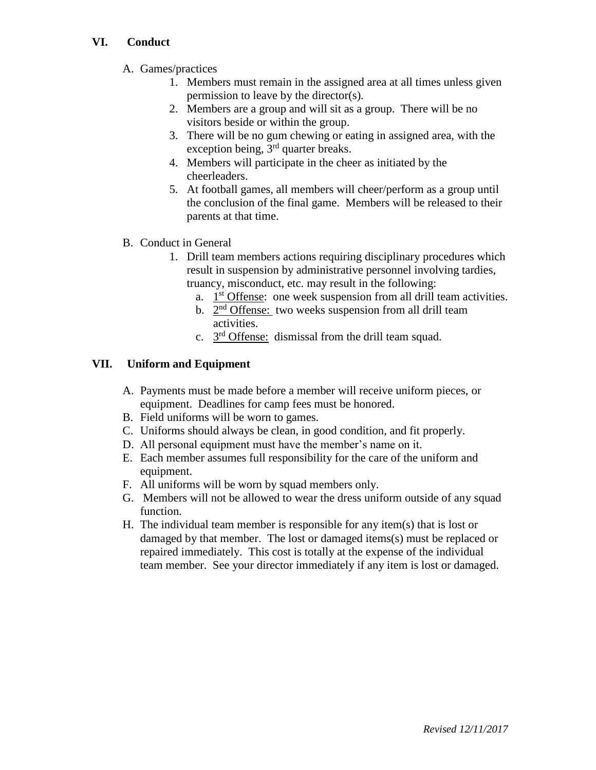## VI. Conduct

A. Games/practices
   1. Members must remain in the assigned area at all times unless given permission to leave by the director(s).
   2. Members are a group and will sit as a group. There will be no visitors beside or within the group.
   3. There will be no gum chewing or eating in assigned area, with the exception being, 3rd quarter breaks.
   4. Members will participate in the cheer as initiated by the cheerleaders.
   5. At football games, all members will cheer/perform as a group until the conclusion of the final game. Members will be released to their parents at that time.

B. Conduct in General
   1. Drill team members actions requiring disciplinary procedures which result in suspension by administrative personnel involving tardies, truancy, misconduct, etc. may result in the following:
      a. 1st Offense: one week suspension from all drill team activities.
      b. 2nd Offense: two weeks suspension from all drill team activities.
      c. 3rd Offense: dismissal from the drill team squad.

## VII. Uniform and Equipment

A. Payments must be made before a member will receive uniform pieces, or equipment. Deadlines for camp fees must be honored.
B. Field uniforms will be worn to games.
C. Uniforms should always be clean, in good condition, and fit properly.
D. All personal equipment must have the member's name on it.
E. Each member assumes full responsibility for the care of the uniform and equipment.
F. All uniforms will be worn by squad members only.
G. Members will not be allowed to wear the dress uniform outside of any squad function.
H. The individual team member is responsible for any item(s) that is lost or damaged by that member. The lost or damaged items(s) must be replaced or repaired immediately. This cost is totally at the expense of the individual team member. See your director immediately if any item is lost or damaged.

*Revised 12/11/2017*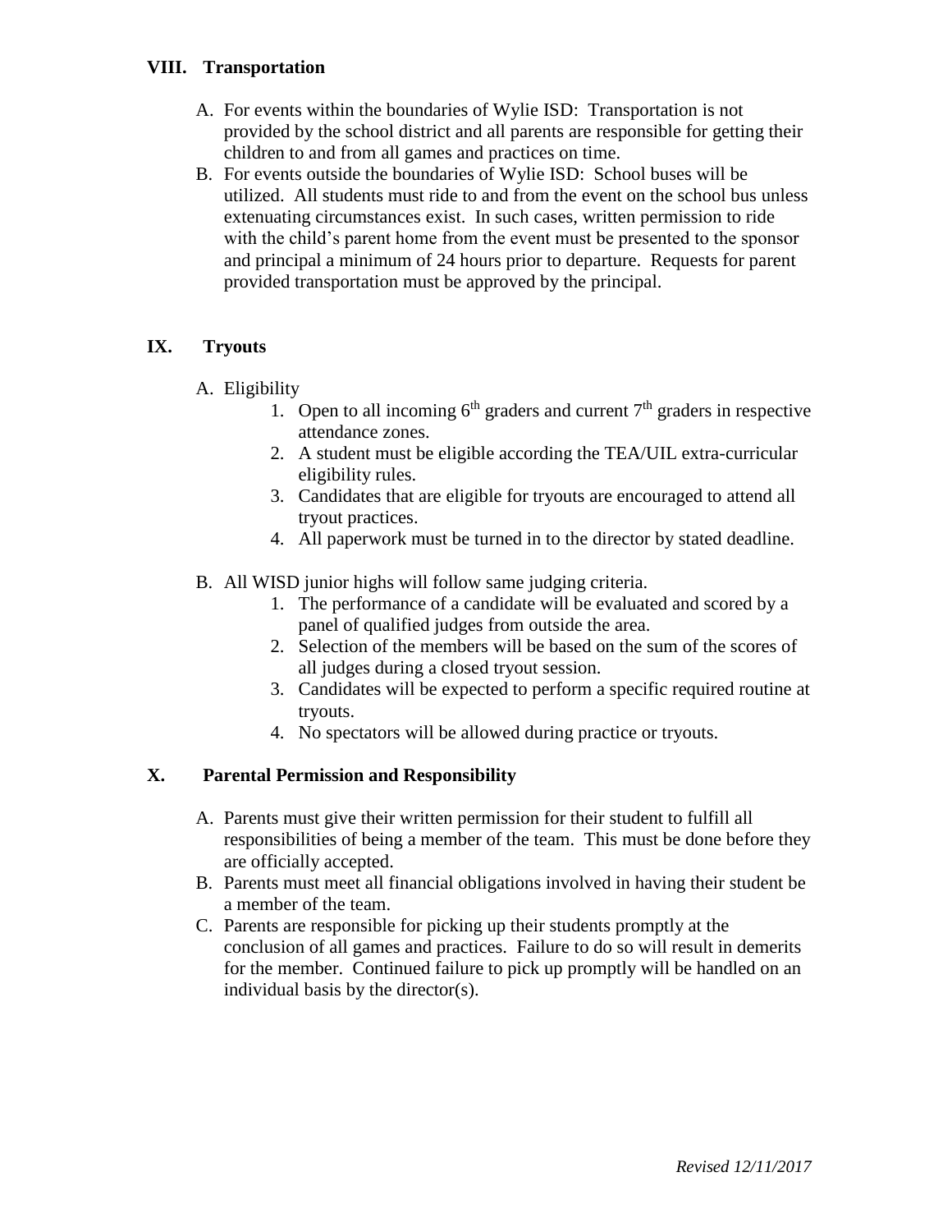## VIII. Transportation

A. For events within the boundaries of Wylie ISD: Transportation is not provided by the school district and all parents are responsible for getting their children to and from all games and practices on time.

B. For events outside the boundaries of Wylie ISD: School buses will be utilized. All students must ride to and from the event on the school bus unless extenuating circumstances exist. In such cases, written permission to ride with the child's parent home from the event must be presented to the sponsor and principal a minimum of 24 hours prior to departure. Requests for parent provided transportation must be approved by the principal.

## IX. Tryouts

A. Eligibility
   1. Open to all incoming 6th graders and current 7th graders in respective attendance zones.
   2. A student must be eligible according the TEA/UIL extra-curricular eligibility rules.
   3. Candidates that are eligible for tryouts are encouraged to attend all tryout practices.
   4. All paperwork must be turned in to the director by stated deadline.

B. All WISD junior highs will follow same judging criteria.
   1. The performance of a candidate will be evaluated and scored by a panel of qualified judges from outside the area.
   2. Selection of the members will be based on the sum of the scores of all judges during a closed tryout session.
   3. Candidates will be expected to perform a specific required routine at tryouts.
   4. No spectators will be allowed during practice or tryouts.

## X. Parental Permission and Responsibility

A. Parents must give their written permission for their student to fulfill all responsibilities of being a member of the team. This must be done before they are officially accepted.

B. Parents must meet all financial obligations involved in having their student be a member of the team.

C. Parents are responsible for picking up their students promptly at the conclusion of all games and practices. Failure to do so will result in demerits for the member. Continued failure to pick up promptly will be handled on an individual basis by the director(s).

*Revised 12/11/2017*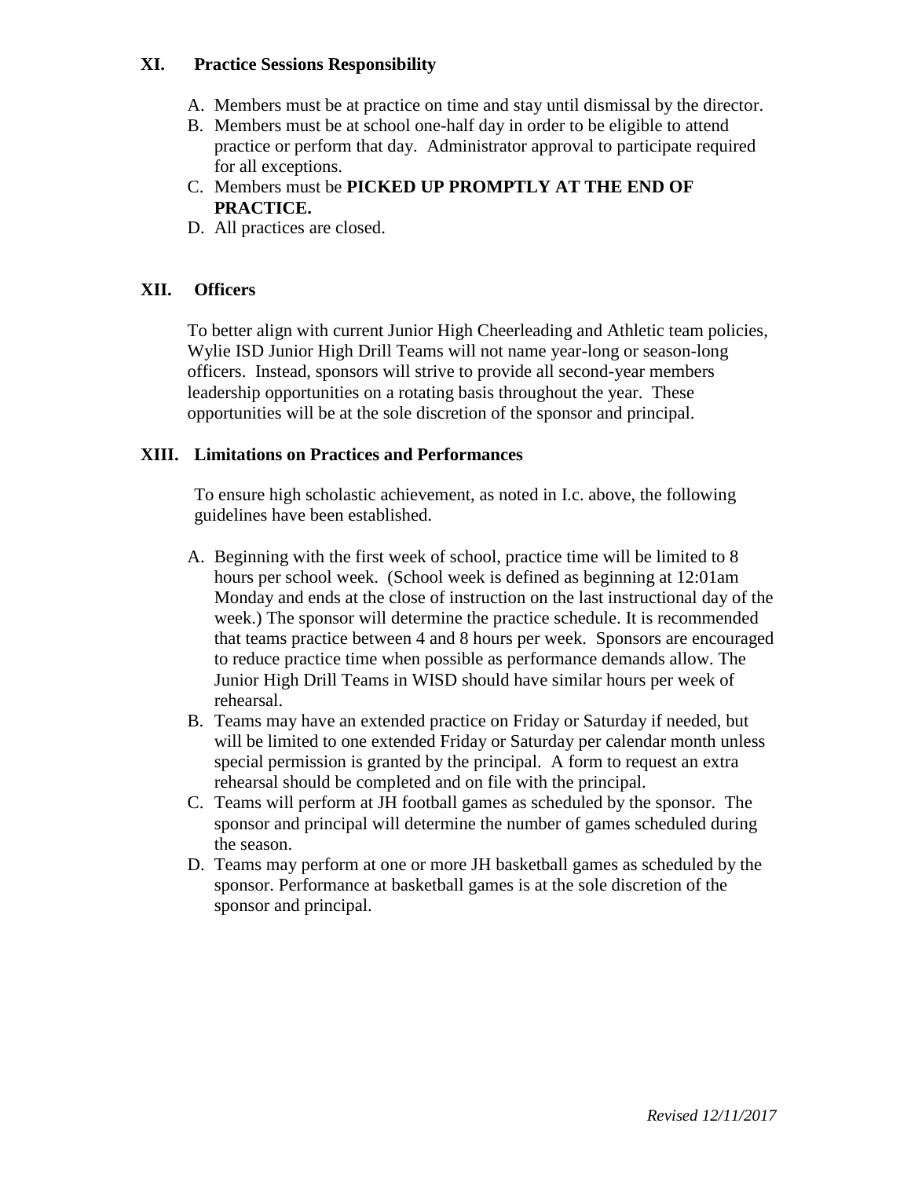## XI. Practice Sessions Responsibility

A. Members must be at practice on time and stay until dismissal by the director.
B. Members must be at school one-half day in order to be eligible to attend practice or perform that day. Administrator approval to participate required for all exceptions.
C. Members must be **PICKED UP PROMPTLY AT THE END OF PRACTICE.**
D. All practices are closed.

## XII. Officers

To better align with current Junior High Cheerleading and Athletic team policies, Wylie ISD Junior High Drill Teams will not name year-long or season-long officers. Instead, sponsors will strive to provide all second-year members leadership opportunities on a rotating basis throughout the year. These opportunities will be at the sole discretion of the sponsor and principal.

## XIII. Limitations on Practices and Performances

To ensure high scholastic achievement, as noted in I.c. above, the following guidelines have been established.

A. Beginning with the first week of school, practice time will be limited to 8 hours per school week. (School week is defined as beginning at 12:01am Monday and ends at the close of instruction on the last instructional day of the week.) The sponsor will determine the practice schedule. It is recommended that teams practice between 4 and 8 hours per week. Sponsors are encouraged to reduce practice time when possible as performance demands allow. The Junior High Drill Teams in WISD should have similar hours per week of rehearsal.
B. Teams may have an extended practice on Friday or Saturday if needed, but will be limited to one extended Friday or Saturday per calendar month unless special permission is granted by the principal. A form to request an extra rehearsal should be completed and on file with the principal.
C. Teams will perform at JH football games as scheduled by the sponsor. The sponsor and principal will determine the number of games scheduled during the season.
D. Teams may perform at one or more JH basketball games as scheduled by the sponsor. Performance at basketball games is at the sole discretion of the sponsor and principal.

*Revised 12/11/2017*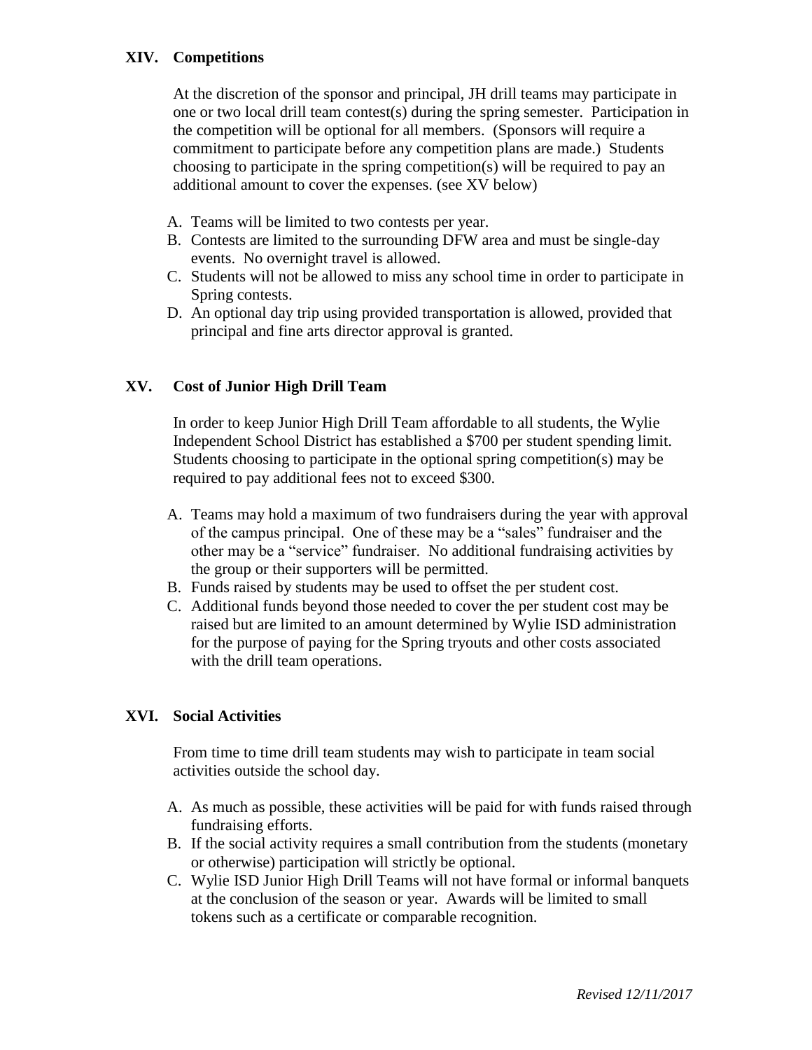## XIV. Competitions

At the discretion of the sponsor and principal, JH drill teams may participate in one or two local drill team contest(s) during the spring semester. Participation in the competition will be optional for all members. (Sponsors will require a commitment to participate before any competition plans are made.) Students choosing to participate in the spring competition(s) will be required to pay an additional amount to cover the expenses. (see XV below)

A. Teams will be limited to two contests per year.
B. Contests are limited to the surrounding DFW area and must be single-day events. No overnight travel is allowed.
C. Students will not be allowed to miss any school time in order to participate in Spring contests.
D. An optional day trip using provided transportation is allowed, provided that principal and fine arts director approval is granted.

## XV. Cost of Junior High Drill Team

In order to keep Junior High Drill Team affordable to all students, the Wylie Independent School District has established a $700 per student spending limit. Students choosing to participate in the optional spring competition(s) may be required to pay additional fees not to exceed $300.

A. Teams may hold a maximum of two fundraisers during the year with approval of the campus principal. One of these may be a "sales" fundraiser and the other may be a "service" fundraiser. No additional fundraising activities by the group or their supporters will be permitted.
B. Funds raised by students may be used to offset the per student cost.
C. Additional funds beyond those needed to cover the per student cost may be raised but are limited to an amount determined by Wylie ISD administration for the purpose of paying for the Spring tryouts and other costs associated with the drill team operations.

## XVI. Social Activities

From time to time drill team students may wish to participate in team social activities outside the school day.

A. As much as possible, these activities will be paid for with funds raised through fundraising efforts.
B. If the social activity requires a small contribution from the students (monetary or otherwise) participation will strictly be optional.
C. Wylie ISD Junior High Drill Teams will not have formal or informal banquets at the conclusion of the season or year. Awards will be limited to small tokens such as a certificate or comparable recognition.

*Revised 12/11/2017*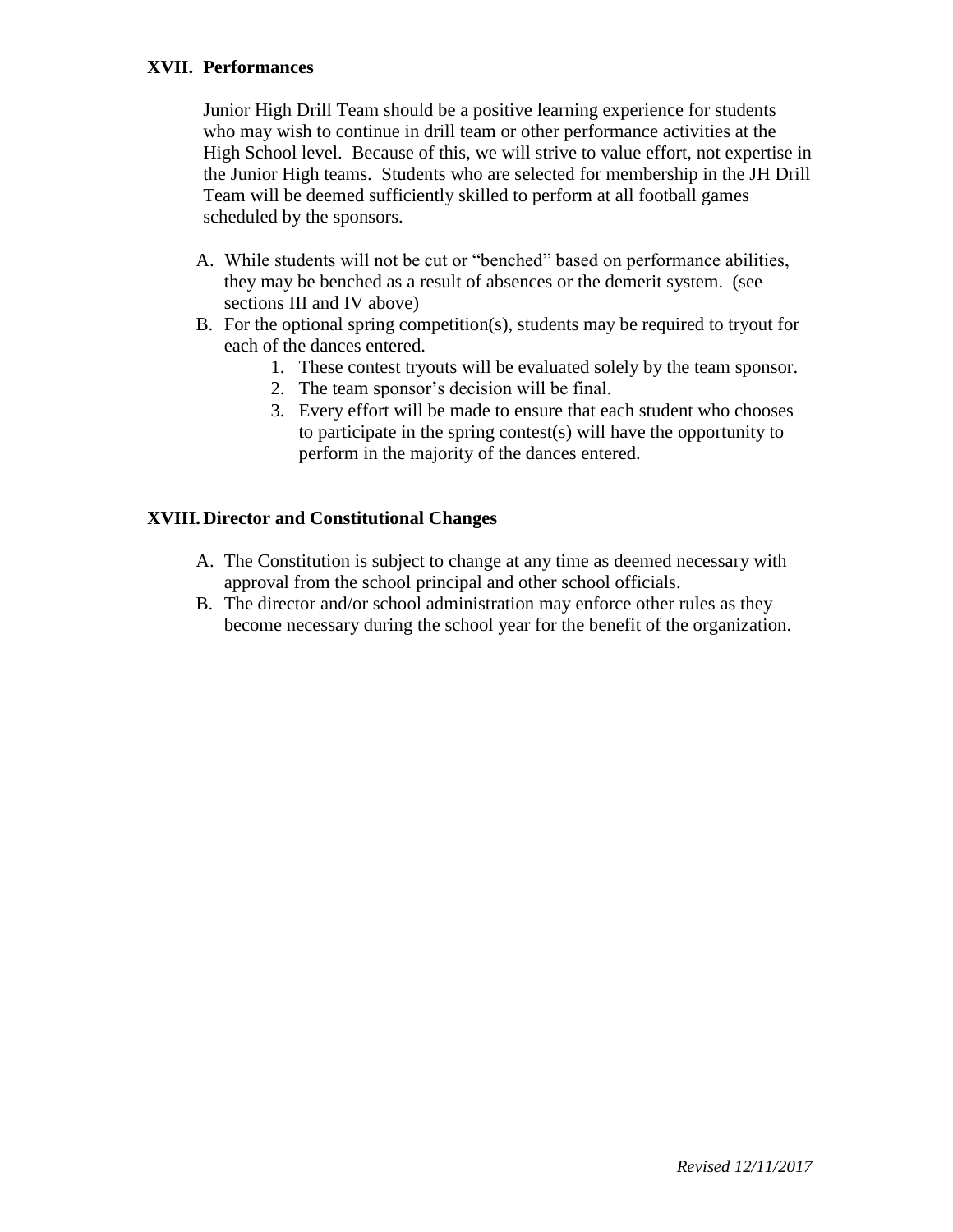## XVII. Performances

Junior High Drill Team should be a positive learning experience for students who may wish to continue in drill team or other performance activities at the High School level. Because of this, we will strive to value effort, not expertise in the Junior High teams. Students who are selected for membership in the JH Drill Team will be deemed sufficiently skilled to perform at all football games scheduled by the sponsors.

A. While students will not be cut or "benched" based on performance abilities, they may be benched as a result of absences or the demerit system. (see sections III and IV above)
B. For the optional spring competition(s), students may be required to tryout for each of the dances entered.
    1. These contest tryouts will be evaluated solely by the team sponsor.
    2. The team sponsor's decision will be final.
    3. Every effort will be made to ensure that each student who chooses to participate in the spring contest(s) will have the opportunity to perform in the majority of the dances entered.

## XVIII. Director and Constitutional Changes

A. The Constitution is subject to change at any time as deemed necessary with approval from the school principal and other school officials.
B. The director and/or school administration may enforce other rules as they become necessary during the school year for the benefit of the organization.

*Revised 12/11/2017*